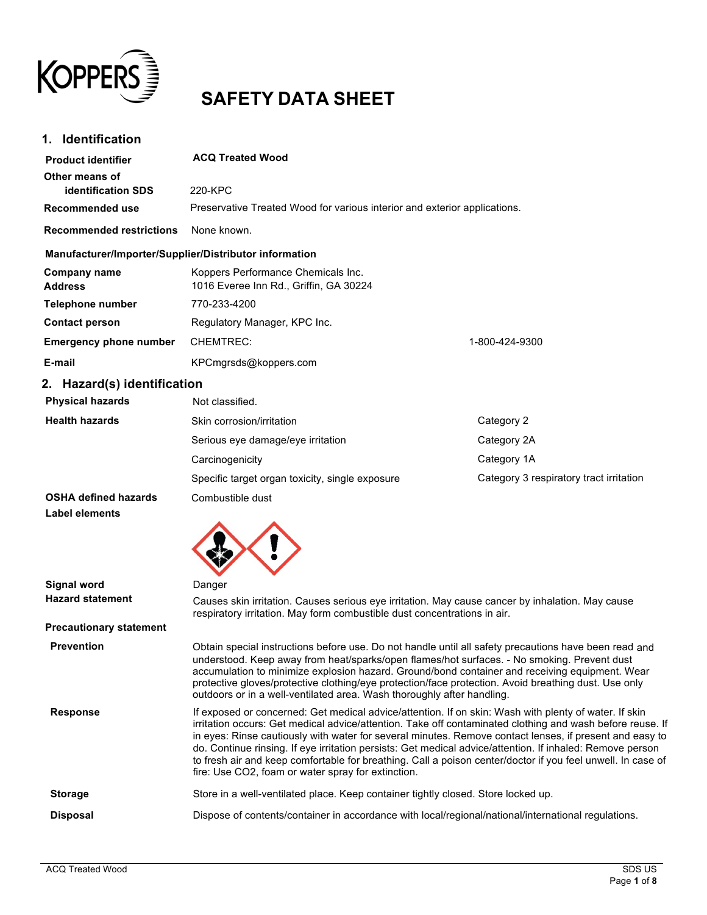# SAFETY DATA SHEET

## 1. Identification

| | |
|---|---|
| **Product identifier** | **ACQ Treated Wood** |
| **Other means of identification SDS** | 220-KPC |
| **Recommended use** | Preservative Treated Wood for various interior and exterior applications. |
| **Recommended restrictions** | None known. |

**Manufacturer/Importer/Supplier/Distributor information**

| | | |
|---|---|---|
| **Company name** | Koppers Performance Chemicals Inc. | |
| **Address** | 1016 Everee Inn Rd., Griffin, GA 30224 | |
| **Telephone number** | 770-233-4200 | |
| **Contact person** | Regulatory Manager, KPC Inc. | |
| **Emergency phone number** | CHEMTREC: | 1-800-424-9300 |
| **E-mail** | KPCmgrsds@koppers.com | |

## 2. Hazard(s) identification

| | | |
|---|---|---|
| **Physical hazards** | Not classified. | |
| **Health hazards** | Skin corrosion/irritation | Category 2 |
| | Serious eye damage/eye irritation | Category 2A |
| | Carcinogenicity | Category 1A |
| | Specific target organ toxicity, single exposure | Category 3 respiratory tract irritation |
| **OSHA defined hazards** | Combustible dust | |

**Label elements**

**Signal word** Danger

**Hazard statement** Causes skin irritation. Causes serious eye irritation. May cause cancer by inhalation. May cause respiratory irritation. May form combustible dust concentrations in air.

**Precautionary statement**

**Prevention** Obtain special instructions before use. Do not handle until all safety precautions have been read and understood. Keep away from heat/sparks/open flames/hot surfaces. - No smoking. Prevent dust accumulation to minimize explosion hazard. Ground/bond container and receiving equipment. Wear protective gloves/protective clothing/eye protection/face protection. Avoid breathing dust. Use only outdoors or in a well-ventilated area. Wash thoroughly after handling.

**Response** If exposed or concerned: Get medical advice/attention. If on skin: Wash with plenty of water. If skin irritation occurs: Get medical advice/attention. Take off contaminated clothing and wash before reuse. If in eyes: Rinse cautiously with water for several minutes. Remove contact lenses, if present and easy to do. Continue rinsing. If eye irritation persists: Get medical advice/attention. If inhaled: Remove person to fresh air and keep comfortable for breathing. Call a poison center/doctor if you feel unwell. In case of fire: Use CO2, foam or water spray for extinction.

**Storage** Store in a well-ventilated place. Keep container tightly closed. Store locked up.

**Disposal** Dispose of contents/container in accordance with local/regional/national/international regulations.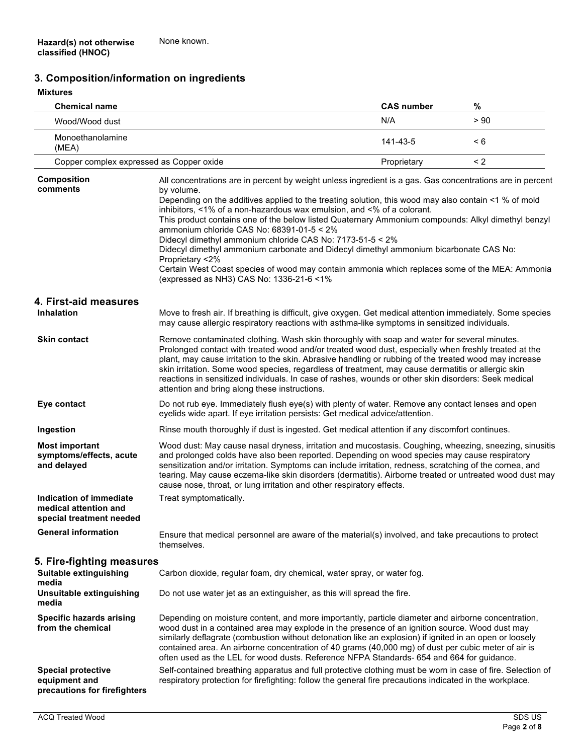**Hazard(s) not otherwise classified (HNOC)** None known.

## 3. Composition/information on ingredients

**Mixtures**

| Chemical name | CAS number | % |
|---|---|---|
| Wood/Wood dust | N/A | > 90 |
| Monoethanolamine (MEA) | 141-43-5 | < 6 |
| Copper complex expressed as Copper oxide | Proprietary | < 2 |

**Composition comments**

All concentrations are in percent by weight unless ingredient is a gas. Gas concentrations are in percent by volume.
Depending on the additives applied to the treating solution, this wood may also contain <1 % of mold inhibitors, <1% of a non-hazardous wax emulsion, and <% of a colorant.
This product contains one of the below listed Quaternary Ammonium compounds: Alkyl dimethyl benzyl ammonium chloride CAS No: 68391-01-5 < 2%
Didecyl dimethyl ammonium chloride CAS No: 7173-51-5 < 2%
Didecyl dimethyl ammonium carbonate and Didecyl dimethyl ammonium bicarbonate CAS No: Proprietary <2%
Certain West Coast species of wood may contain ammonia which replaces some of the MEA: Ammonia (expressed as $NH_3$) CAS No: 1336-21-6 <1%

## 4. First-aid measures

**Inhalation**

Move to fresh air. If breathing is difficult, give oxygen. Get medical attention immediately. Some species may cause allergic respiratory reactions with asthma-like symptoms in sensitized individuals.

**Skin contact**

Remove contaminated clothing. Wash skin thoroughly with soap and water for several minutes. Prolonged contact with treated wood and/or treated wood dust, especially when freshly treated at the plant, may cause irritation to the skin. Abrasive handling or rubbing of the treated wood may increase skin irritation. Some wood species, regardless of treatment, may cause dermatitis or allergic skin reactions in sensitized individuals. In case of rashes, wounds or other skin disorders: Seek medical attention and bring along these instructions.

**Eye contact**

Do not rub eye. Immediately flush eye(s) with plenty of water. Remove any contact lenses and open eyelids wide apart. If eye irritation persists: Get medical advice/attention.

**Ingestion**

Rinse mouth thoroughly if dust is ingested. Get medical attention if any discomfort continues.

**Most important symptoms/effects, acute and delayed**

Wood dust: May cause nasal dryness, irritation and mucostasis. Coughing, wheezing, sneezing, sinusitis and prolonged colds have also been reported. Depending on wood species may cause respiratory sensitization and/or irritation. Symptoms can include irritation, redness, scratching of the cornea, and tearing. May cause eczema-like skin disorders (dermatitis). Airborne treated or untreated wood dust may cause nose, throat, or lung irritation and other respiratory effects.

**Indication of immediate medical attention and special treatment needed**

Treat symptomatically.

**General information**

Ensure that medical personnel are aware of the material(s) involved, and take precautions to protect themselves.

## 5. Fire-fighting measures

**Suitable extinguishing media**

Carbon dioxide, regular foam, dry chemical, water spray, or water fog.

**Unsuitable extinguishing media**

Do not use water jet as an extinguisher, as this will spread the fire.

**Specific hazards arising from the chemical**

Depending on moisture content, and more importantly, particle diameter and airborne concentration, wood dust in a contained area may explode in the presence of an ignition source. Wood dust may similarly deflagrate (combustion without detonation like an explosion) if ignited in an open or loosely contained area. An airborne concentration of 40 grams (40,000 mg) of dust per cubic meter of air is often used as the LEL for wood dusts. Reference NFPA Standards- 654 and 664 for guidance.

**Special protective equipment and precautions for firefighters**

Self-contained breathing apparatus and full protective clothing must be worn in case of fire. Selection of respiratory protection for firefighting: follow the general fire precautions indicated in the workplace.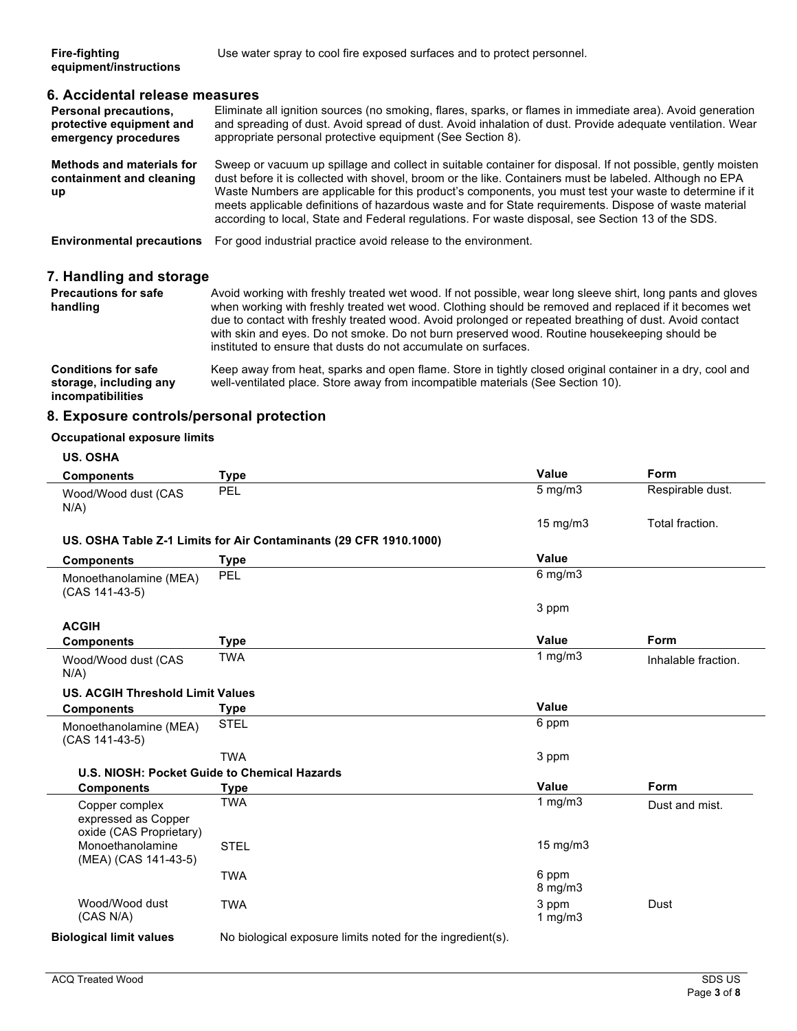| | |
|---|---|
| **Fire-fighting equipment/instructions** | Use water spray to cool fire exposed surfaces and to protect personnel. |

## 6. Accidental release measures

| | |
|---|---|
| **Personal precautions, protective equipment and emergency procedures** | Eliminate all ignition sources (no smoking, flares, sparks, or flames in immediate area). Avoid generation and spreading of dust. Avoid spread of dust. Avoid inhalation of dust. Provide adequate ventilation. Wear appropriate personal protective equipment (See Section 8). |
| **Methods and materials for containment and cleaning up** | Sweep or vacuum up spillage and collect in suitable container for disposal. If not possible, gently moisten dust before it is collected with shovel, broom or the like. Containers must be labeled. Although no EPA Waste Numbers are applicable for this product's components, you must test your waste to determine if it meets applicable definitions of hazardous waste and for State requirements. Dispose of waste material according to local, State and Federal regulations. For waste disposal, see Section 13 of the SDS. |
| **Environmental precautions** | For good industrial practice avoid release to the environment. |

## 7. Handling and storage

| | |
|---|---|
| **Precautions for safe handling** | Avoid working with freshly treated wet wood. If not possible, wear long sleeve shirt, long pants and gloves when working with freshly treated wet wood. Clothing should be removed and replaced if it becomes wet due to contact with freshly treated wood. Avoid prolonged or repeated breathing of dust. Avoid contact with skin and eyes. Do not smoke. Do not burn preserved wood. Routine housekeeping should be instituted to ensure that dusts do not accumulate on surfaces. |
| **Conditions for safe storage, including any incompatibilities** | Keep away from heat, sparks and open flame. Store in tightly closed original container in a dry, cool and well-ventilated place. Store away from incompatible materials (See Section 10). |

## 8. Exposure controls/personal protection

**Occupational exposure limits**

**US. OSHA**

| Components | Type | Value | Form |
|---|---|---|---|
| Wood/Wood dust (CAS N/A) | PEL | 5 mg/m3 | Respirable dust. |
| | | 15 mg/m3 | Total fraction. |

**US. OSHA Table Z-1 Limits for Air Contaminants (29 CFR 1910.1000)**

| Components | Type | Value |
|---|---|---|
| Monoethanolamine (MEA) (CAS 141-43-5) | PEL | 6 mg/m3 |
| | | 3 ppm |

**ACGIH**

| Components | Type | Value | Form |
|---|---|---|---|
| Wood/Wood dust (CAS N/A) | TWA | 1 mg/m3 | Inhalable fraction. |

**US. ACGIH Threshold Limit Values**

| Components | Type | Value |
|---|---|---|
| Monoethanolamine (MEA) (CAS 141-43-5) | STEL | 6 ppm |
| | TWA | 3 ppm |

**U.S. NIOSH: Pocket Guide to Chemical Hazards**

| Components | Type | Value | Form |
|---|---|---|---|
| Copper complex expressed as Copper oxide (CAS Proprietary) | TWA | 1 mg/m3 | Dust and mist. |
| Monoethanolamine (MEA) (CAS 141-43-5) | STEL | 15 mg/m3 | |
| | TWA | 6 ppm<br>8 mg/m3 | |
| Wood/Wood dust (CAS N/A) | TWA | 3 ppm<br>1 mg/m3 | Dust |

**Biological limit values** No biological exposure limits noted for the ingredient(s).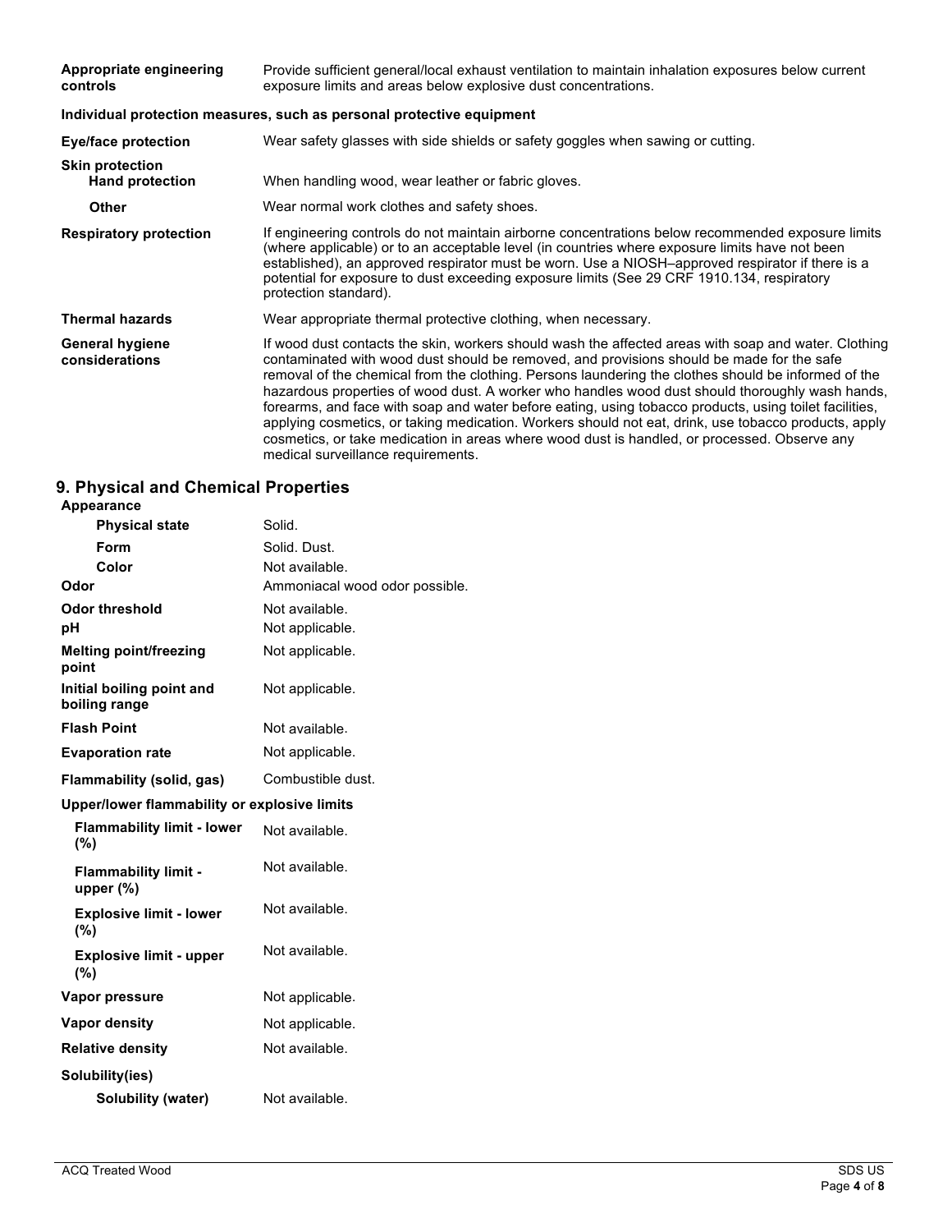| | |
|---|---|
| **Appropriate engineering controls** | Provide sufficient general/local exhaust ventilation to maintain inhalation exposures below current exposure limits and areas below explosive dust concentrations. |

**Individual protection measures, such as personal protective equipment**

| | |
|---|---|
| **Eye/face protection** | Wear safety glasses with side shields or safety goggles when sawing or cutting. |
| **Skin protection** | |
| **Hand protection** | When handling wood, wear leather or fabric gloves. |
| **Other** | Wear normal work clothes and safety shoes. |
| **Respiratory protection** | If engineering controls do not maintain airborne concentrations below recommended exposure limits (where applicable) or to an acceptable level (in countries where exposure limits have not been established), an approved respirator must be worn. Use a NIOSH–approved respirator if there is a potential for exposure to dust exceeding exposure limits (See 29 CRF 1910.134, respiratory protection standard). |
| **Thermal hazards** | Wear appropriate thermal protective clothing, when necessary. |
| **General hygiene considerations** | If wood dust contacts the skin, workers should wash the affected areas with soap and water. Clothing contaminated with wood dust should be removed, and provisions should be made for the safe removal of the chemical from the clothing. Persons laundering the clothes should be informed of the hazardous properties of wood dust. A worker who handles wood dust should thoroughly wash hands, forearms, and face with soap and water before eating, using tobacco products, using toilet facilities, applying cosmetics, or taking medication. Workers should not eat, drink, use tobacco products, apply cosmetics, or take medication in areas where wood dust is handled, or processed. Observe any medical surveillance requirements. |

## 9. Physical and Chemical Properties

| | |
|---|---|
| **Appearance** | |
| **Physical state** | Solid. |
| **Form** | Solid. Dust. |
| **Color** | Not available. |
| **Odor** | Ammoniacal wood odor possible. |
| **Odor threshold** | Not available. |
| **pH** | Not applicable. |
| **Melting point/freezing point** | Not applicable. |
| **Initial boiling point and boiling range** | Not applicable. |
| **Flash Point** | Not available. |
| **Evaporation rate** | Not applicable. |
| **Flammability (solid, gas)** | Combustible dust. |
| **Upper/lower flammability or explosive limits** | |
| **Flammability limit - lower (%)** | Not available. |
| **Flammability limit - upper (%)** | Not available. |
| **Explosive limit - lower (%)** | Not available. |
| **Explosive limit - upper (%)** | Not available. |
| **Vapor pressure** | Not applicable. |
| **Vapor density** | Not applicable. |
| **Relative density** | Not available. |
| **Solubility(ies)** | |
| **Solubility (water)** | Not available. |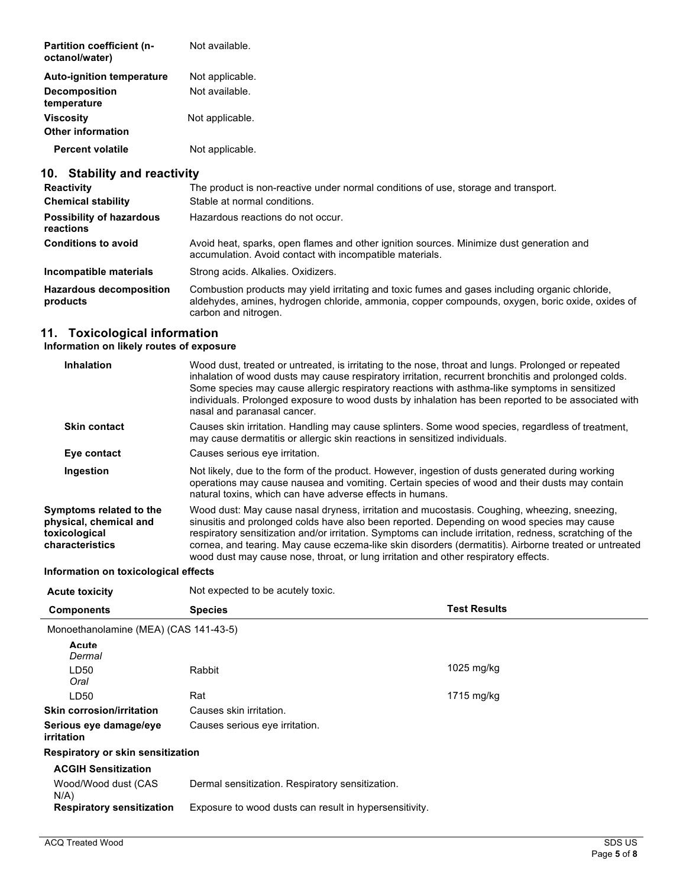| | |
|---|---|
| **Partition coefficient (n-octanol/water)** | Not available. |
| **Auto-ignition temperature** | Not applicable. |
| **Decomposition temperature** | Not available. |
| **Viscosity** | Not applicable. |
| **Other information** | |
| **Percent volatile** | Not applicable. |

## 10. Stability and reactivity

| | |
|---|---|
| **Reactivity** | The product is non-reactive under normal conditions of use, storage and transport. |
| **Chemical stability** | Stable at normal conditions. |
| **Possibility of hazardous reactions** | Hazardous reactions do not occur. |
| **Conditions to avoid** | Avoid heat, sparks, open flames and other ignition sources. Minimize dust generation and accumulation. Avoid contact with incompatible materials. |
| **Incompatible materials** | Strong acids. Alkalies. Oxidizers. |
| **Hazardous decomposition products** | Combustion products may yield irritating and toxic fumes and gases including organic chloride, aldehydes, amines, hydrogen chloride, ammonia, copper compounds, oxygen, boric oxide, oxides of carbon and nitrogen. |

## 11. Toxicological information

### Information on likely routes of exposure

| | |
|---|---|
| **Inhalation** | Wood dust, treated or untreated, is irritating to the nose, throat and lungs. Prolonged or repeated inhalation of wood dusts may cause respiratory irritation, recurrent bronchitis and prolonged colds. Some species may cause allergic respiratory reactions with asthma-like symptoms in sensitized individuals. Prolonged exposure to wood dusts by inhalation has been reported to be associated with nasal and paranasal cancer. |
| **Skin contact** | Causes skin irritation. Handling may cause splinters. Some wood species, regardless of treatment, may cause dermatitis or allergic skin reactions in sensitized individuals. |
| **Eye contact** | Causes serious eye irritation. |
| **Ingestion** | Not likely, due to the form of the product. However, ingestion of dusts generated during working operations may cause nausea and vomiting. Certain species of wood and their dusts may contain natural toxins, which can have adverse effects in humans. |
| **Symptoms related to the physical, chemical and toxicological characteristics** | Wood dust: May cause nasal dryness, irritation and mucostasis. Coughing, wheezing, sneezing, sinusitis and prolonged colds have also been reported. Depending on wood species may cause respiratory sensitization and/or irritation. Symptoms can include irritation, redness, scratching of the cornea, and tearing. May cause eczema-like skin disorders (dermatitis). Airborne treated or untreated wood dust may cause nose, throat, or lung irritation and other respiratory effects. |

### Information on toxicological effects

**Acute toxicity** Not expected to be acutely toxic.

| Components | Species | Test Results |
|---|---|---|
| Monoethanolamine (MEA) (CAS 141-43-5) | | |
| **Acute** | | |
| *Dermal* | | |
| LD50 | Rabbit | 1025 mg/kg |
| *Oral* | | |
| LD50 | Rat | 1715 mg/kg |

| | |
|---|---|
| **Skin corrosion/irritation** | Causes skin irritation. |
| **Serious eye damage/eye irritation** | Causes serious eye irritation. |

**Respiratory or skin sensitization**

**ACGIH Sensitization**

| | |
|---|---|
| Wood/Wood dust (CAS N/A) | Dermal sensitization. Respiratory sensitization. |
| **Respiratory sensitization** | Exposure to wood dusts can result in hypersensitivity. |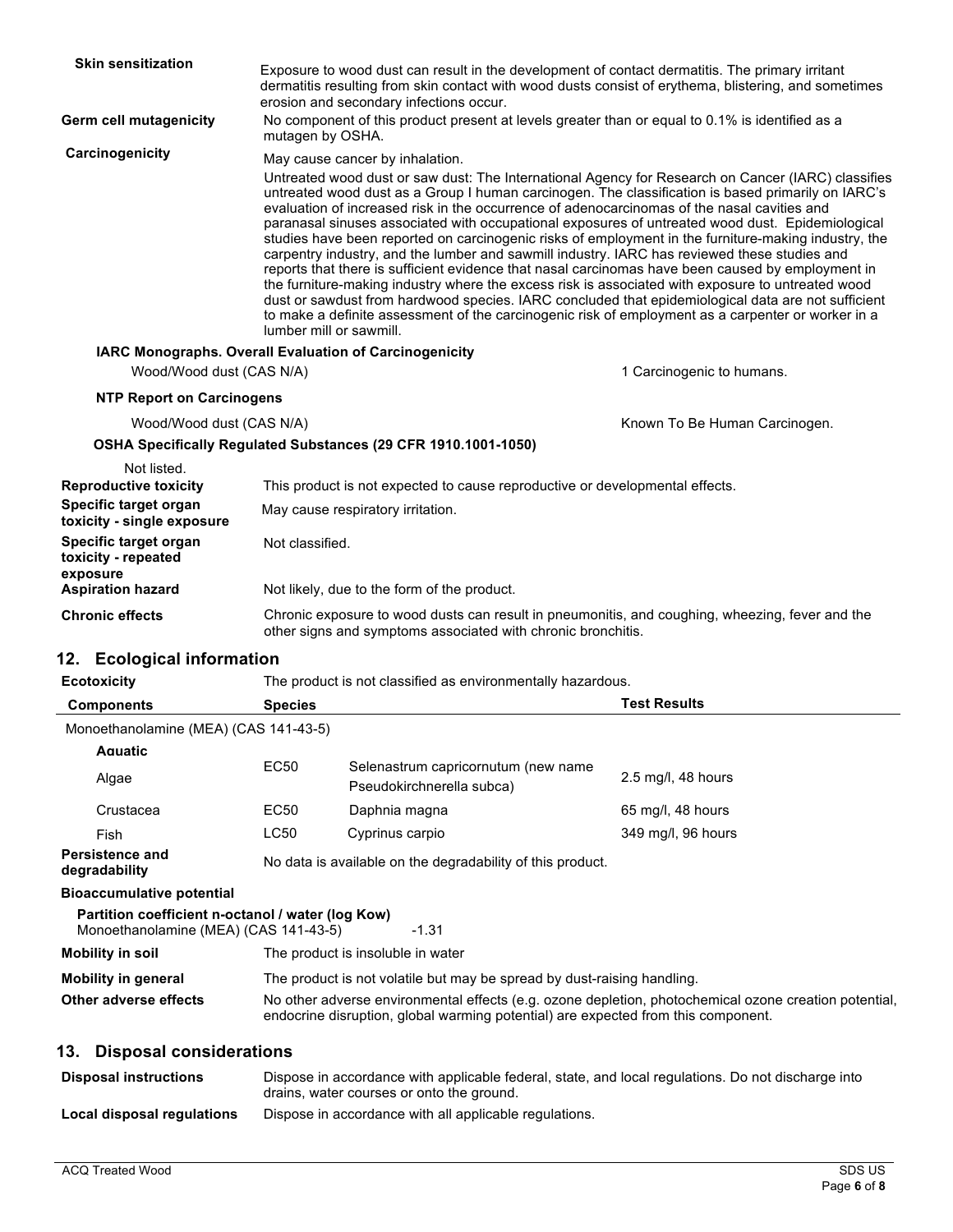**Skin sensitization** Exposure to wood dust can result in the development of contact dermatitis. The primary irritant dermatitis resulting from skin contact with wood dusts consist of erythema, blistering, and sometimes erosion and secondary infections occur.

**Germ cell mutagenicity** No component of this product present at levels greater than or equal to 0.1% is identified as a mutagen by OSHA.

**Carcinogenicity** May cause cancer by inhalation.

Untreated wood dust or saw dust: The International Agency for Research on Cancer (IARC) classifies untreated wood dust as a Group I human carcinogen. The classification is based primarily on IARC's evaluation of increased risk in the occurrence of adenocarcinomas of the nasal cavities and paranasal sinuses associated with occupational exposures of untreated wood dust. Epidemiological studies have been reported on carcinogenic risks of employment in the furniture-making industry, the carpentry industry, and the lumber and sawmill industry. IARC has reviewed these studies and reports that there is sufficient evidence that nasal carcinomas have been caused by employment in the furniture-making industry where the excess risk is associated with exposure to untreated wood dust or sawdust from hardwood species. IARC concluded that epidemiological data are not sufficient to make a definite assessment of the carcinogenic risk of employment as a carpenter or worker in a lumber mill or sawmill.

**IARC Monographs. Overall Evaluation of Carcinogenicity**

Wood/Wood dust (CAS N/A) — 1 Carcinogenic to humans.

**NTP Report on Carcinogens**

Wood/Wood dust (CAS N/A) — Known To Be Human Carcinogen.

**OSHA Specifically Regulated Substances (29 CFR 1910.1001-1050)**

Not listed.

**Reproductive toxicity** This product is not expected to cause reproductive or developmental effects.

**Specific target organ toxicity - single exposure** May cause respiratory irritation.

**Specific target organ toxicity - repeated exposure** Not classified.

**Aspiration hazard** Not likely, due to the form of the product.

**Chronic effects** Chronic exposure to wood dusts can result in pneumonitis, and coughing, wheezing, fever and the other signs and symptoms associated with chronic bronchitis.

## 12. Ecological information

**Ecotoxicity** The product is not classified as environmentally hazardous.

| Components | Species | | Test Results |
|---|---|---|---|
| Monoethanolamine (MEA) (CAS 141-43-5) | | | |
| **Aquatic** | | | |
| Algae | EC50 | Selenastrum capricornutum (new name Pseudokirchnerella subca) | 2.5 mg/l, 48 hours |
| Crustacea | EC50 | Daphnia magna | 65 mg/l, 48 hours |
| Fish | LC50 | Cyprinus carpio | 349 mg/l, 96 hours |

**Persistence and degradability** No data is available on the degradability of this product.

**Bioaccumulative potential**

**Partition coefficient n-octanol / water (log Kow)**

Monoethanolamine (MEA) (CAS 141-43-5) -1.31

**Mobility in soil** The product is insoluble in water

**Mobility in general** The product is not volatile but may be spread by dust-raising handling.

**Other adverse effects** No other adverse environmental effects (e.g. ozone depletion, photochemical ozone creation potential, endocrine disruption, global warming potential) are expected from this component.

## 13. Disposal considerations

**Disposal instructions** Dispose in accordance with applicable federal, state, and local regulations. Do not discharge into drains, water courses or onto the ground.

**Local disposal regulations** Dispose in accordance with all applicable regulations.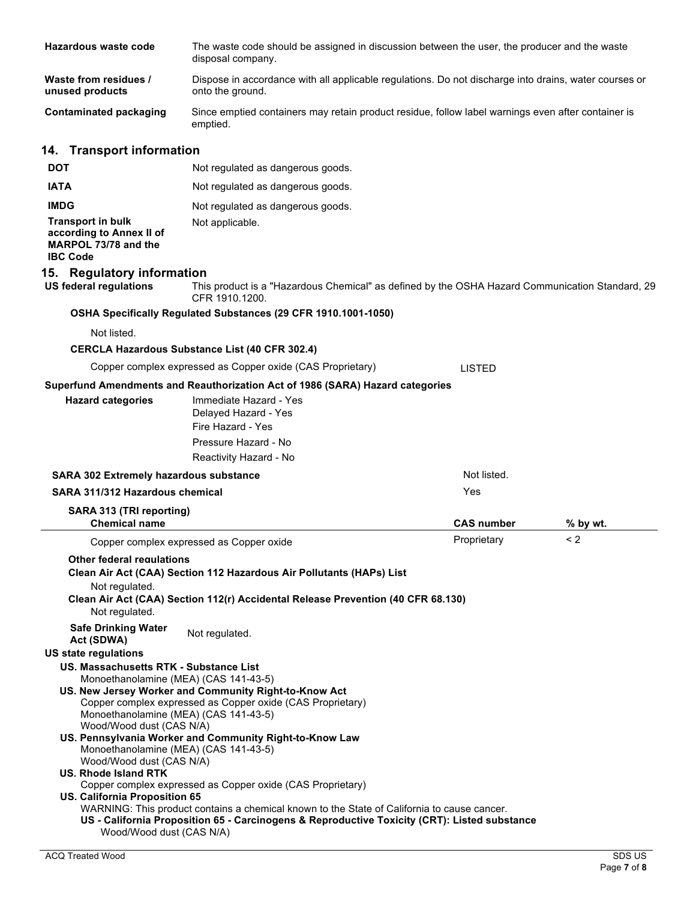| | |
|---|---|
| **Hazardous waste code** | The waste code should be assigned in discussion between the user, the producer and the waste disposal company. |
| **Waste from residues / unused products** | Dispose in accordance with all applicable regulations. Do not discharge into drains, water courses or onto the ground. |
| **Contaminated packaging** | Since emptied containers may retain product residue, follow label warnings even after container is emptied. |

## 14. Transport information

| | |
|---|---|
| **DOT** | Not regulated as dangerous goods. |
| **IATA** | Not regulated as dangerous goods. |
| **IMDG** | Not regulated as dangerous goods. |
| **Transport in bulk according to Annex II of MARPOL 73/78 and the IBC Code** | Not applicable. |

## 15. Regulatory information

**US federal regulations** This product is a "Hazardous Chemical" as defined by the OSHA Hazard Communication Standard, 29 CFR 1910.1200.

**OSHA Specifically Regulated Substances (29 CFR 1910.1001-1050)**

Not listed.

**CERCLA Hazardous Substance List (40 CFR 302.4)**

Copper complex expressed as Copper oxide (CAS Proprietary) LISTED

**Superfund Amendments and Reauthorization Act of 1986 (SARA) Hazard categories**

**Hazard categories**
- Immediate Hazard - Yes
- Delayed Hazard - Yes
- Fire Hazard - Yes
- Pressure Hazard - No
- Reactivity Hazard - No

**SARA 302 Extremely hazardous substance** Not listed.

**SARA 311/312 Hazardous chemical** Yes

**SARA 313 (TRI reporting)**

| Chemical name | CAS number | % by wt. |
|---|---|---|
| Copper complex expressed as Copper oxide | Proprietary | < 2 |

**Other federal regulations**

**Clean Air Act (CAA) Section 112 Hazardous Air Pollutants (HAPs) List**

Not regulated.

**Clean Air Act (CAA) Section 112(r) Accidental Release Prevention (40 CFR 68.130)**

Not regulated.

**Safe Drinking Water Act (SDWA)** Not regulated.

**US state regulations**

**US. Massachusetts RTK - Substance List**
Monoethanolamine (MEA) (CAS 141-43-5)

**US. New Jersey Worker and Community Right-to-Know Act**
Copper complex expressed as Copper oxide (CAS Proprietary)
Monoethanolamine (MEA) (CAS 141-43-5)
Wood/Wood dust (CAS N/A)

**US. Pennsylvania Worker and Community Right-to-Know Law**
Monoethanolamine (MEA) (CAS 141-43-5)
Wood/Wood dust (CAS N/A)

**US. Rhode Island RTK**
Copper complex expressed as Copper oxide (CAS Proprietary)

**US. California Proposition 65**
WARNING: This product contains a chemical known to the State of California to cause cancer.

**US - California Proposition 65 - Carcinogens & Reproductive Toxicity (CRT): Listed substance**
Wood/Wood dust (CAS N/A)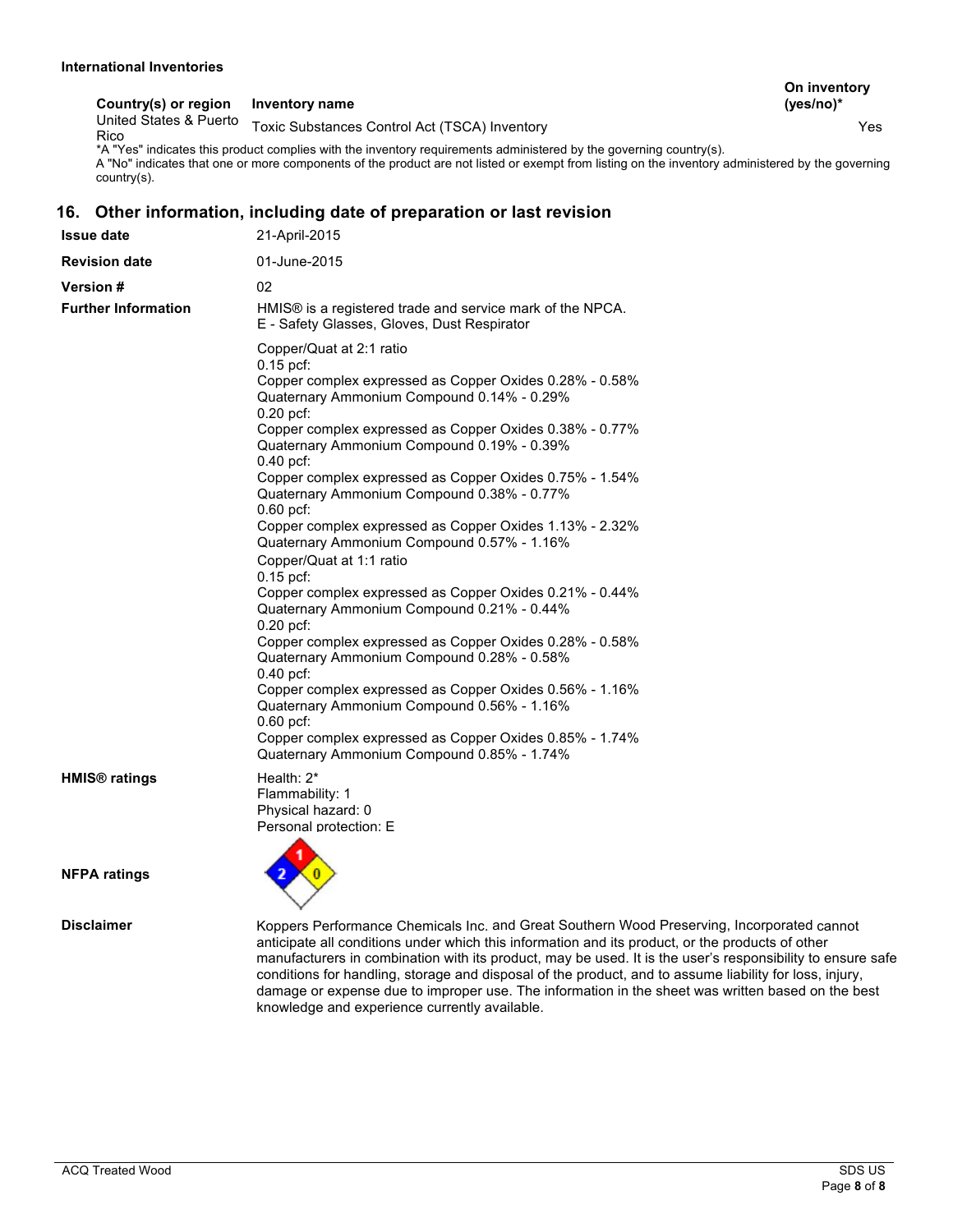**International Inventories**

| Country(s) or region | Inventory name | On inventory (yes/no)* |
| --- | --- | --- |
| United States & Puerto Rico | Toxic Substances Control Act (TSCA) Inventory | Yes |

*A "Yes" indicates this product complies with the inventory requirements administered by the governing country(s).
A "No" indicates that one or more components of the product are not listed or exempt from listing on the inventory administered by the governing country(s).

## 16. Other information, including date of preparation or last revision

**Issue date** 21-April-2015

**Revision date** 01-June-2015

**Version #** 02

**Further Information**

HMIS® is a registered trade and service mark of the NPCA.
E - Safety Glasses, Gloves, Dust Respirator

Copper/Quat at 2:1 ratio
0.15 pcf:
Copper complex expressed as Copper Oxides 0.28% - 0.58%
Quaternary Ammonium Compound 0.14% - 0.29%
0.20 pcf:
Copper complex expressed as Copper Oxides 0.38% - 0.77%
Quaternary Ammonium Compound 0.19% - 0.39%
0.40 pcf:
Copper complex expressed as Copper Oxides 0.75% - 1.54%
Quaternary Ammonium Compound 0.38% - 0.77%
0.60 pcf:
Copper complex expressed as Copper Oxides 1.13% - 2.32%
Quaternary Ammonium Compound 0.57% - 1.16%
Copper/Quat at 1:1 ratio
0.15 pcf:
Copper complex expressed as Copper Oxides 0.21% - 0.44%
Quaternary Ammonium Compound 0.21% - 0.44%
0.20 pcf:
Copper complex expressed as Copper Oxides 0.28% - 0.58%
Quaternary Ammonium Compound 0.28% - 0.58%
0.40 pcf:
Copper complex expressed as Copper Oxides 0.56% - 1.16%
Quaternary Ammonium Compound 0.56% - 1.16%
0.60 pcf:
Copper complex expressed as Copper Oxides 0.85% - 1.74%
Quaternary Ammonium Compound 0.85% - 1.74%

**HMIS® ratings**

Health: 2*
Flammability: 1
Physical hazard: 0
Personal protection: E

**NFPA ratings**

1
2 0

**Disclaimer**

Koppers Performance Chemicals Inc. and Great Southern Wood Preserving, Incorporated cannot anticipate all conditions under which this information and its product, or the products of other manufacturers in combination with its product, may be used. It is the user's responsibility to ensure safe conditions for handling, storage and disposal of the product, and to assume liability for loss, injury, damage or expense due to improper use. The information in the sheet was written based on the best knowledge and experience currently available.